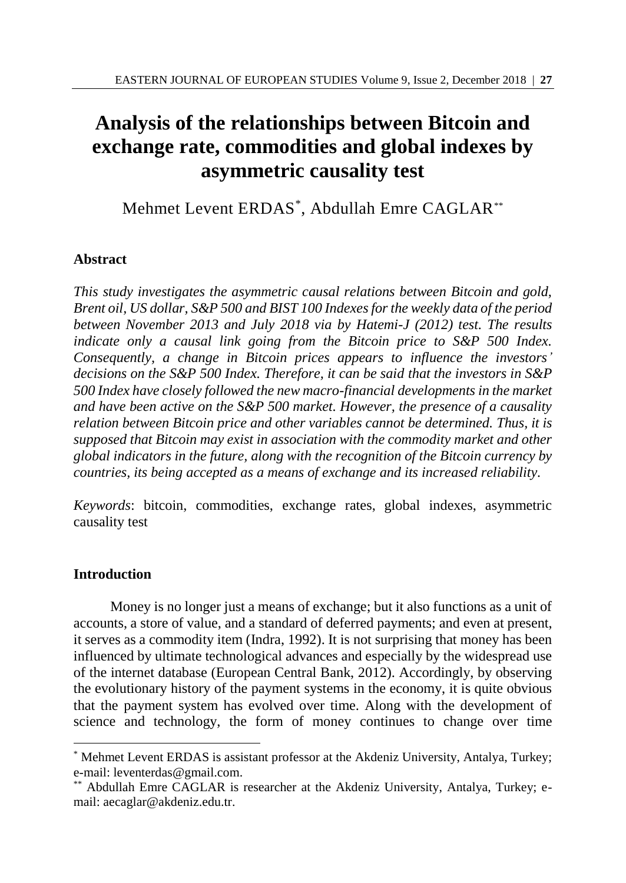# Analysis of the relationships between Bitcoin and exchange rate, commodities and global indexes by asymmetric causality test

Mehmet Levent ERDAS[*], Abdullah Emre CAGLAR[**]

## Abstract

*This study investigates the asymmetric causal relations between Bitcoin and gold, Brent oil, US dollar, S&P 500 and BIST 100 Indexes for the weekly data of the period between November 2013 and July 2018 via by Hatemi-J (2012) test. The results indicate only a causal link going from the Bitcoin price to S&P 500 Index. Consequently, a change in Bitcoin prices appears to influence the investors' decisions on the S&P 500 Index. Therefore, it can be said that the investors in S&P 500 Index have closely followed the new macro-financial developments in the market and have been active on the S&P 500 market. However, the presence of a causality relation between Bitcoin price and other variables cannot be determined. Thus, it is supposed that Bitcoin may exist in association with the commodity market and other global indicators in the future, along with the recognition of the Bitcoin currency by countries, its being accepted as a means of exchange and its increased reliability.*

*Keywords*: bitcoin, commodities, exchange rates, global indexes, asymmetric causality test

## Introduction

Money is no longer just a means of exchange; but it also functions as a unit of accounts, a store of value, and a standard of deferred payments; and even at present, it serves as a commodity item (Indra, 1992). It is not surprising that money has been influenced by ultimate technological advances and especially by the widespread use of the internet database (European Central Bank, 2012). Accordingly, by observing the evolutionary history of the payment systems in the economy, it is quite obvious that the payment system has evolved over time. Along with the development of science and technology, the form of money continues to change over time

---

[*] Mehmet Levent ERDAS is assistant professor at the Akdeniz University, Antalya, Turkey; e-mail: leventerdas@gmail.com.

[**] Abdullah Emre CAGLAR is researcher at the Akdeniz University, Antalya, Turkey; e-mail: aecaglar@akdeniz.edu.tr.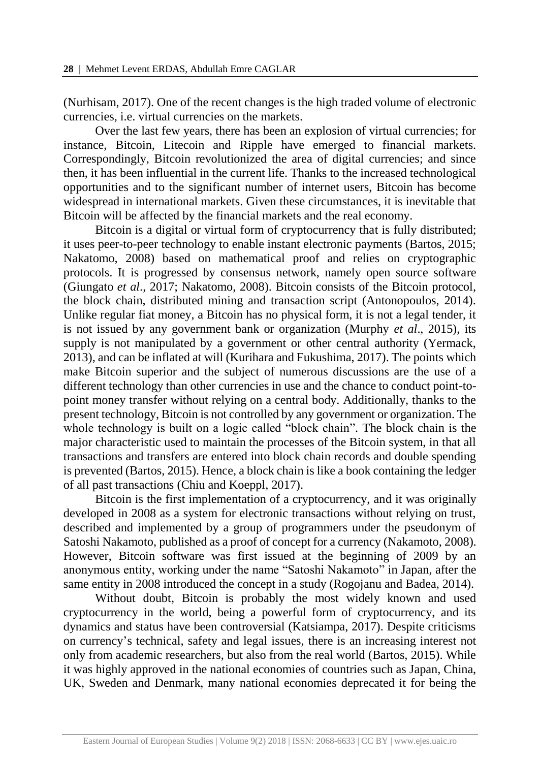(Nurhisam, 2017). One of the recent changes is the high traded volume of electronic currencies, i.e. virtual currencies on the markets.

Over the last few years, there has been an explosion of virtual currencies; for instance, Bitcoin, Litecoin and Ripple have emerged to financial markets. Correspondingly, Bitcoin revolutionized the area of digital currencies; and since then, it has been influential in the current life. Thanks to the increased technological opportunities and to the significant number of internet users, Bitcoin has become widespread in international markets. Given these circumstances, it is inevitable that Bitcoin will be affected by the financial markets and the real economy.

Bitcoin is a digital or virtual form of cryptocurrency that is fully distributed; it uses peer-to-peer technology to enable instant electronic payments (Bartos, 2015; Nakatomo, 2008) based on mathematical proof and relies on cryptographic protocols. It is progressed by consensus network, namely open source software (Giungato *et al*., 2017; Nakatomo, 2008). Bitcoin consists of the Bitcoin protocol, the block chain, distributed mining and transaction script (Antonopoulos, 2014). Unlike regular fiat money, a Bitcoin has no physical form, it is not a legal tender, it is not issued by any government bank or organization (Murphy *et al*., 2015), its supply is not manipulated by a government or other central authority (Yermack, 2013), and can be inflated at will (Kurihara and Fukushima, 2017). The points which make Bitcoin superior and the subject of numerous discussions are the use of a different technology than other currencies in use and the chance to conduct point-to-point money transfer without relying on a central body. Additionally, thanks to the present technology, Bitcoin is not controlled by any government or organization. The whole technology is built on a logic called "block chain". The block chain is the major characteristic used to maintain the processes of the Bitcoin system, in that all transactions and transfers are entered into block chain records and double spending is prevented (Bartos, 2015). Hence, a block chain is like a book containing the ledger of all past transactions (Chiu and Koeppl, 2017).

Bitcoin is the first implementation of a cryptocurrency, and it was originally developed in 2008 as a system for electronic transactions without relying on trust, described and implemented by a group of programmers under the pseudonym of Satoshi Nakamoto, published as a proof of concept for a currency (Nakamoto, 2008). However, Bitcoin software was first issued at the beginning of 2009 by an anonymous entity, working under the name "Satoshi Nakamoto" in Japan, after the same entity in 2008 introduced the concept in a study (Rogojanu and Badea, 2014).

Without doubt, Bitcoin is probably the most widely known and used cryptocurrency in the world, being a powerful form of cryptocurrency, and its dynamics and status have been controversial (Katsiampa, 2017). Despite criticisms on currency's technical, safety and legal issues, there is an increasing interest not only from academic researchers, but also from the real world (Bartos, 2015). While it was highly approved in the national economies of countries such as Japan, China, UK, Sweden and Denmark, many national economies deprecated it for being the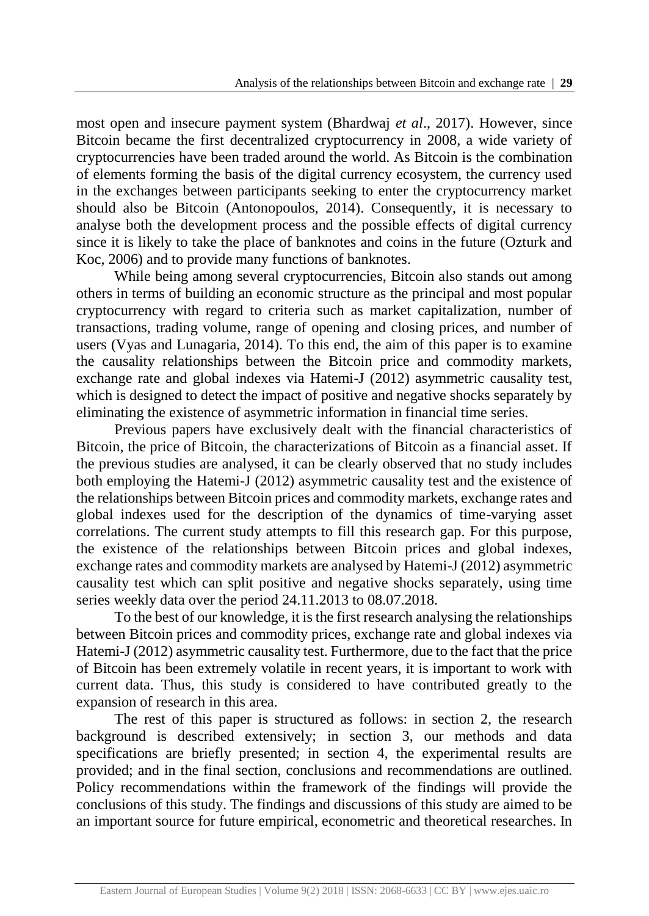most open and insecure payment system (Bhardwaj *et al*., 2017). However, since Bitcoin became the first decentralized cryptocurrency in 2008, a wide variety of cryptocurrencies have been traded around the world. As Bitcoin is the combination of elements forming the basis of the digital currency ecosystem, the currency used in the exchanges between participants seeking to enter the cryptocurrency market should also be Bitcoin (Antonopoulos, 2014). Consequently, it is necessary to analyse both the development process and the possible effects of digital currency since it is likely to take the place of banknotes and coins in the future (Ozturk and Koc, 2006) and to provide many functions of banknotes.

While being among several cryptocurrencies, Bitcoin also stands out among others in terms of building an economic structure as the principal and most popular cryptocurrency with regard to criteria such as market capitalization, number of transactions, trading volume, range of opening and closing prices, and number of users (Vyas and Lunagaria, 2014). To this end, the aim of this paper is to examine the causality relationships between the Bitcoin price and commodity markets, exchange rate and global indexes via Hatemi-J (2012) asymmetric causality test, which is designed to detect the impact of positive and negative shocks separately by eliminating the existence of asymmetric information in financial time series.

Previous papers have exclusively dealt with the financial characteristics of Bitcoin, the price of Bitcoin, the characterizations of Bitcoin as a financial asset. If the previous studies are analysed, it can be clearly observed that no study includes both employing the Hatemi-J (2012) asymmetric causality test and the existence of the relationships between Bitcoin prices and commodity markets, exchange rates and global indexes used for the description of the dynamics of time-varying asset correlations. The current study attempts to fill this research gap. For this purpose, the existence of the relationships between Bitcoin prices and global indexes, exchange rates and commodity markets are analysed by Hatemi-J (2012) asymmetric causality test which can split positive and negative shocks separately, using time series weekly data over the period 24.11.2013 to 08.07.2018.

To the best of our knowledge, it is the first research analysing the relationships between Bitcoin prices and commodity prices, exchange rate and global indexes via Hatemi-J (2012) asymmetric causality test. Furthermore, due to the fact that the price of Bitcoin has been extremely volatile in recent years, it is important to work with current data. Thus, this study is considered to have contributed greatly to the expansion of research in this area.

The rest of this paper is structured as follows: in section 2, the research background is described extensively; in section 3, our methods and data specifications are briefly presented; in section 4, the experimental results are provided; and in the final section, conclusions and recommendations are outlined. Policy recommendations within the framework of the findings will provide the conclusions of this study. The findings and discussions of this study are aimed to be an important source for future empirical, econometric and theoretical researches. In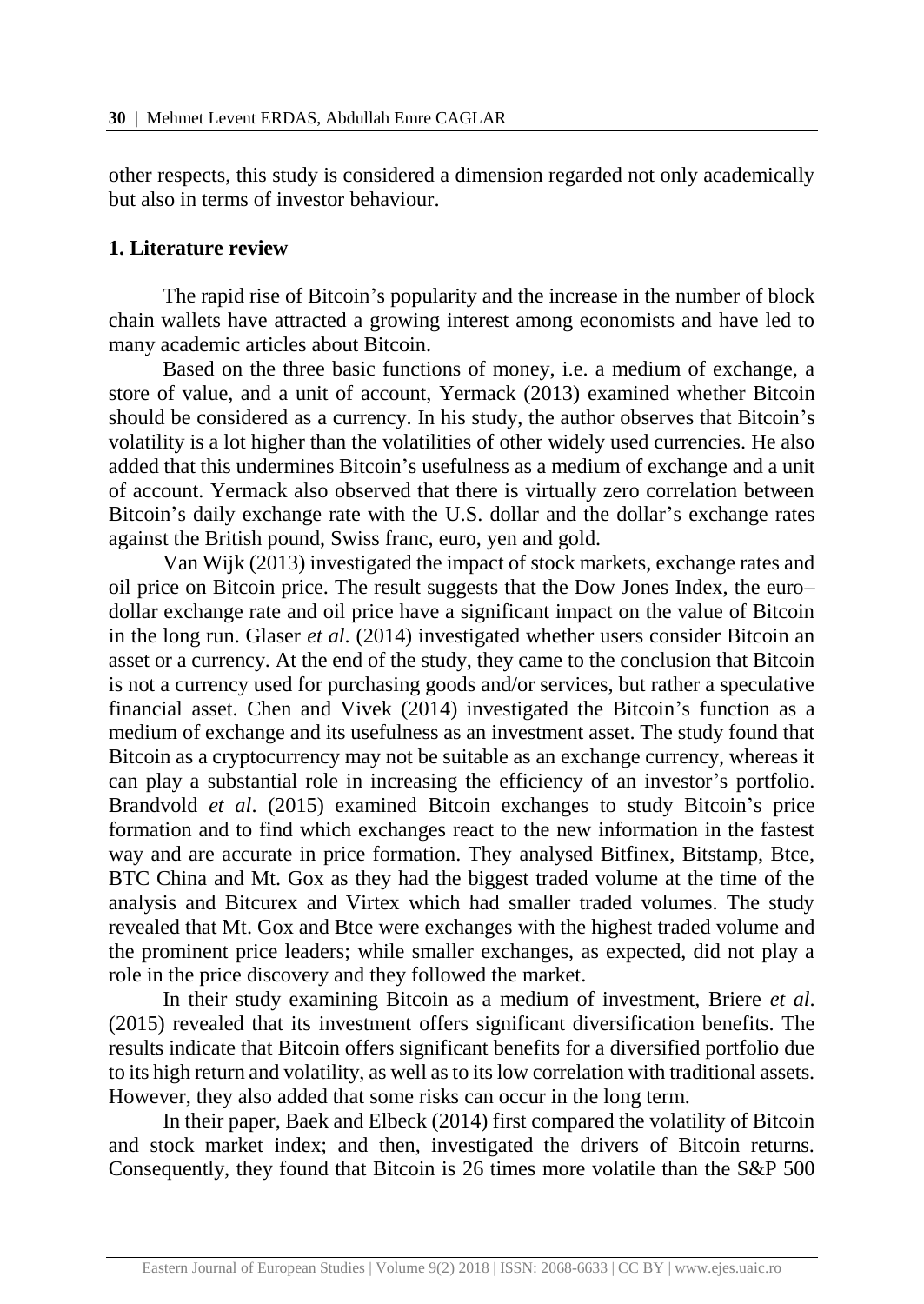other respects, this study is considered a dimension regarded not only academically but also in terms of investor behaviour.

## 1. Literature review

The rapid rise of Bitcoin's popularity and the increase in the number of block chain wallets have attracted a growing interest among economists and have led to many academic articles about Bitcoin.

Based on the three basic functions of money, i.e. a medium of exchange, a store of value, and a unit of account, Yermack (2013) examined whether Bitcoin should be considered as a currency. In his study, the author observes that Bitcoin's volatility is a lot higher than the volatilities of other widely used currencies. He also added that this undermines Bitcoin's usefulness as a medium of exchange and a unit of account. Yermack also observed that there is virtually zero correlation between Bitcoin's daily exchange rate with the U.S. dollar and the dollar's exchange rates against the British pound, Swiss franc, euro, yen and gold.

Van Wijk (2013) investigated the impact of stock markets, exchange rates and oil price on Bitcoin price. The result suggests that the Dow Jones Index, the euro–dollar exchange rate and oil price have a significant impact on the value of Bitcoin in the long run. Glaser *et al*. (2014) investigated whether users consider Bitcoin an asset or a currency. At the end of the study, they came to the conclusion that Bitcoin is not a currency used for purchasing goods and/or services, but rather a speculative financial asset. Chen and Vivek (2014) investigated the Bitcoin's function as a medium of exchange and its usefulness as an investment asset. The study found that Bitcoin as a cryptocurrency may not be suitable as an exchange currency, whereas it can play a substantial role in increasing the efficiency of an investor's portfolio. Brandvold *et al*. (2015) examined Bitcoin exchanges to study Bitcoin's price formation and to find which exchanges react to the new information in the fastest way and are accurate in price formation. They analysed Bitfinex, Bitstamp, Btce, BTC China and Mt. Gox as they had the biggest traded volume at the time of the analysis and Bitcurex and Virtex which had smaller traded volumes. The study revealed that Mt. Gox and Btce were exchanges with the highest traded volume and the prominent price leaders; while smaller exchanges, as expected, did not play a role in the price discovery and they followed the market.

In their study examining Bitcoin as a medium of investment, Briere *et al*. (2015) revealed that its investment offers significant diversification benefits. The results indicate that Bitcoin offers significant benefits for a diversified portfolio due to its high return and volatility, as well as to its low correlation with traditional assets. However, they also added that some risks can occur in the long term.

In their paper, Baek and Elbeck (2014) first compared the volatility of Bitcoin and stock market index; and then, investigated the drivers of Bitcoin returns. Consequently, they found that Bitcoin is 26 times more volatile than the S&P 500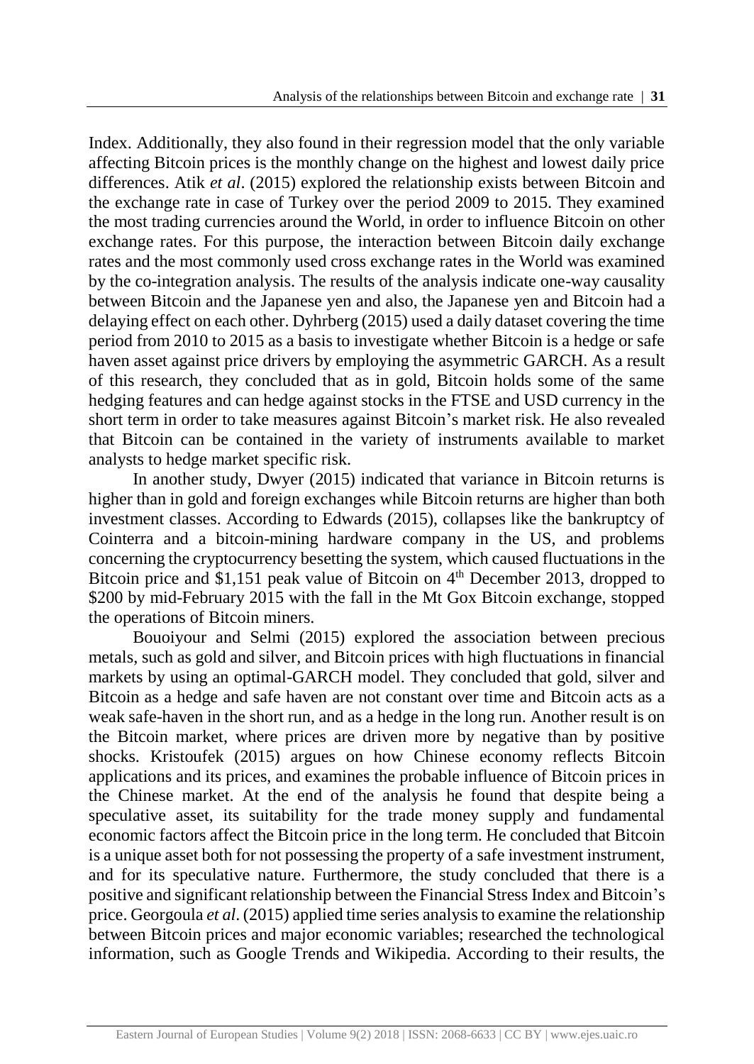Index. Additionally, they also found in their regression model that the only variable affecting Bitcoin prices is the monthly change on the highest and lowest daily price differences. Atik *et al*. (2015) explored the relationship exists between Bitcoin and the exchange rate in case of Turkey over the period 2009 to 2015. They examined the most trading currencies around the World, in order to influence Bitcoin on other exchange rates. For this purpose, the interaction between Bitcoin daily exchange rates and the most commonly used cross exchange rates in the World was examined by the co-integration analysis. The results of the analysis indicate one-way causality between Bitcoin and the Japanese yen and also, the Japanese yen and Bitcoin had a delaying effect on each other. Dyhrberg (2015) used a daily dataset covering the time period from 2010 to 2015 as a basis to investigate whether Bitcoin is a hedge or safe haven asset against price drivers by employing the asymmetric GARCH. As a result of this research, they concluded that as in gold, Bitcoin holds some of the same hedging features and can hedge against stocks in the FTSE and USD currency in the short term in order to take measures against Bitcoin's market risk. He also revealed that Bitcoin can be contained in the variety of instruments available to market analysts to hedge market specific risk.

In another study, Dwyer (2015) indicated that variance in Bitcoin returns is higher than in gold and foreign exchanges while Bitcoin returns are higher than both investment classes. According to Edwards (2015), collapses like the bankruptcy of Cointerra and a bitcoin-mining hardware company in the US, and problems concerning the cryptocurrency besetting the system, which caused fluctuations in the Bitcoin price and $1,151 peak value of Bitcoin on 4th December 2013, dropped to $200 by mid-February 2015 with the fall in the Mt Gox Bitcoin exchange, stopped the operations of Bitcoin miners.

Bouoiyour and Selmi (2015) explored the association between precious metals, such as gold and silver, and Bitcoin prices with high fluctuations in financial markets by using an optimal-GARCH model. They concluded that gold, silver and Bitcoin as a hedge and safe haven are not constant over time and Bitcoin acts as a weak safe-haven in the short run, and as a hedge in the long run. Another result is on the Bitcoin market, where prices are driven more by negative than by positive shocks. Kristoufek (2015) argues on how Chinese economy reflects Bitcoin applications and its prices, and examines the probable influence of Bitcoin prices in the Chinese market. At the end of the analysis he found that despite being a speculative asset, its suitability for the trade money supply and fundamental economic factors affect the Bitcoin price in the long term. He concluded that Bitcoin is a unique asset both for not possessing the property of a safe investment instrument, and for its speculative nature. Furthermore, the study concluded that there is a positive and significant relationship between the Financial Stress Index and Bitcoin's price. Georgoula *et al*. (2015) applied time series analysis to examine the relationship between Bitcoin prices and major economic variables; researched the technological information, such as Google Trends and Wikipedia. According to their results, the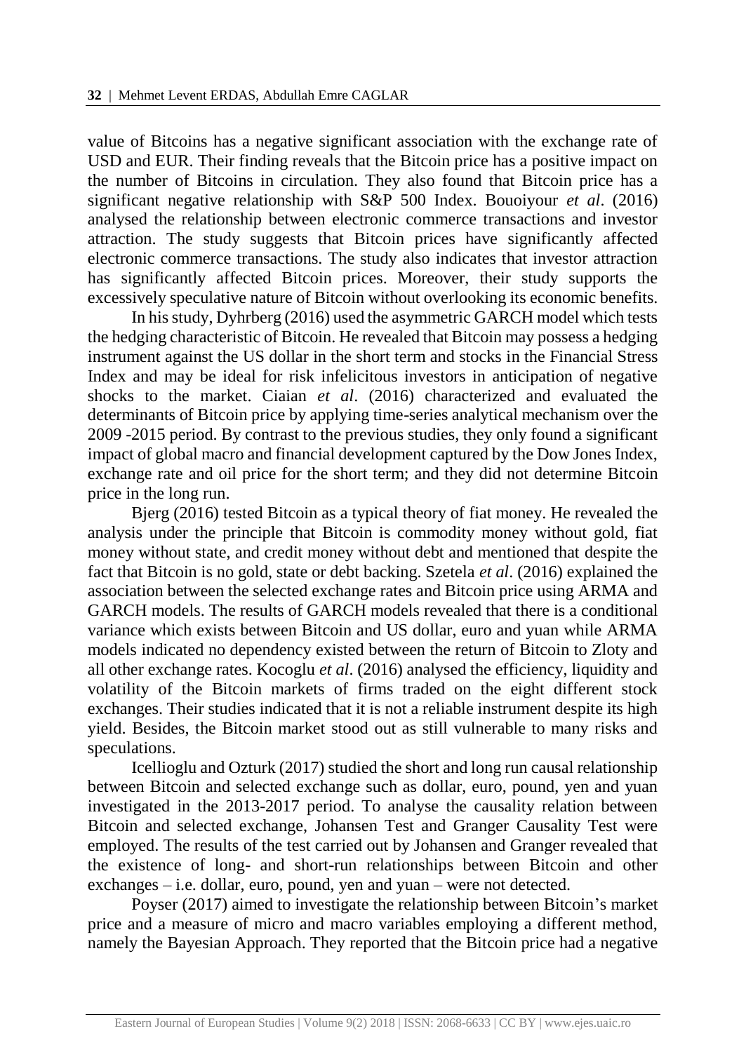value of Bitcoins has a negative significant association with the exchange rate of USD and EUR. Their finding reveals that the Bitcoin price has a positive impact on the number of Bitcoins in circulation. They also found that Bitcoin price has a significant negative relationship with S&P 500 Index. Bouoiyour *et al*. (2016) analysed the relationship between electronic commerce transactions and investor attraction. The study suggests that Bitcoin prices have significantly affected electronic commerce transactions. The study also indicates that investor attraction has significantly affected Bitcoin prices. Moreover, their study supports the excessively speculative nature of Bitcoin without overlooking its economic benefits.

In his study, Dyhrberg (2016) used the asymmetric GARCH model which tests the hedging characteristic of Bitcoin. He revealed that Bitcoin may possess a hedging instrument against the US dollar in the short term and stocks in the Financial Stress Index and may be ideal for risk infelicitous investors in anticipation of negative shocks to the market. Ciaian *et al*. (2016) characterized and evaluated the determinants of Bitcoin price by applying time-series analytical mechanism over the 2009 -2015 period. By contrast to the previous studies, they only found a significant impact of global macro and financial development captured by the Dow Jones Index, exchange rate and oil price for the short term; and they did not determine Bitcoin price in the long run.

Bjerg (2016) tested Bitcoin as a typical theory of fiat money. He revealed the analysis under the principle that Bitcoin is commodity money without gold, fiat money without state, and credit money without debt and mentioned that despite the fact that Bitcoin is no gold, state or debt backing. Szetela *et al*. (2016) explained the association between the selected exchange rates and Bitcoin price using ARMA and GARCH models. The results of GARCH models revealed that there is a conditional variance which exists between Bitcoin and US dollar, euro and yuan while ARMA models indicated no dependency existed between the return of Bitcoin to Zloty and all other exchange rates. Kocoglu *et al*. (2016) analysed the efficiency, liquidity and volatility of the Bitcoin markets of firms traded on the eight different stock exchanges. Their studies indicated that it is not a reliable instrument despite its high yield. Besides, the Bitcoin market stood out as still vulnerable to many risks and speculations.

Icellioglu and Ozturk (2017) studied the short and long run causal relationship between Bitcoin and selected exchange such as dollar, euro, pound, yen and yuan investigated in the 2013-2017 period. To analyse the causality relation between Bitcoin and selected exchange, Johansen Test and Granger Causality Test were employed. The results of the test carried out by Johansen and Granger revealed that the existence of long- and short-run relationships between Bitcoin and other exchanges – i.e. dollar, euro, pound, yen and yuan – were not detected.

Poyser (2017) aimed to investigate the relationship between Bitcoin's market price and a measure of micro and macro variables employing a different method, namely the Bayesian Approach. They reported that the Bitcoin price had a negative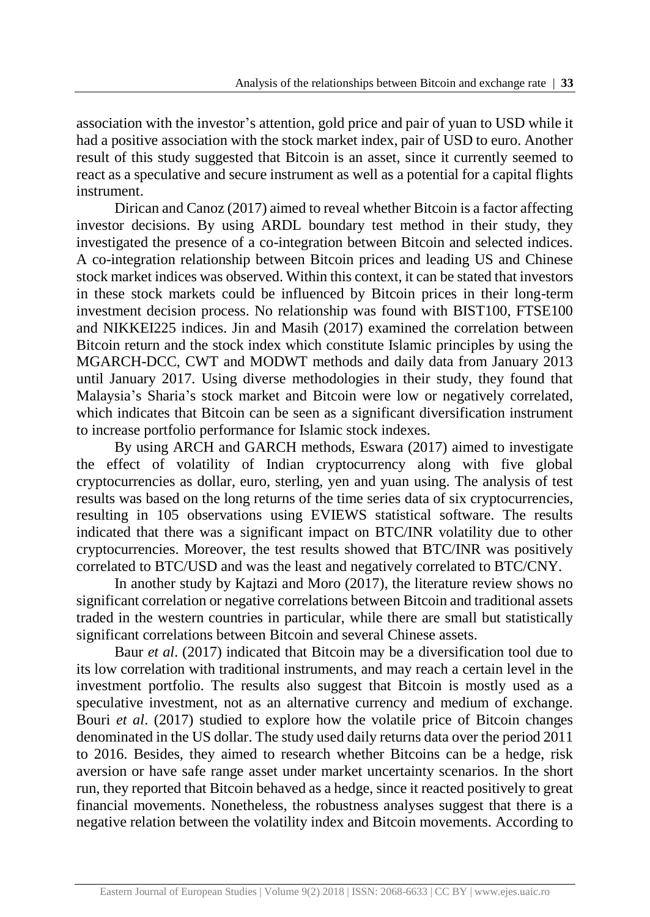association with the investor's attention, gold price and pair of yuan to USD while it had a positive association with the stock market index, pair of USD to euro. Another result of this study suggested that Bitcoin is an asset, since it currently seemed to react as a speculative and secure instrument as well as a potential for a capital flights instrument.

Dirican and Canoz (2017) aimed to reveal whether Bitcoin is a factor affecting investor decisions. By using ARDL boundary test method in their study, they investigated the presence of a co-integration between Bitcoin and selected indices. A co-integration relationship between Bitcoin prices and leading US and Chinese stock market indices was observed. Within this context, it can be stated that investors in these stock markets could be influenced by Bitcoin prices in their long-term investment decision process. No relationship was found with BIST100, FTSE100 and NIKKEI225 indices. Jin and Masih (2017) examined the correlation between Bitcoin return and the stock index which constitute Islamic principles by using the MGARCH-DCC, CWT and MODWT methods and daily data from January 2013 until January 2017. Using diverse methodologies in their study, they found that Malaysia's Sharia's stock market and Bitcoin were low or negatively correlated, which indicates that Bitcoin can be seen as a significant diversification instrument to increase portfolio performance for Islamic stock indexes.

By using ARCH and GARCH methods, Eswara (2017) aimed to investigate the effect of volatility of Indian cryptocurrency along with five global cryptocurrencies as dollar, euro, sterling, yen and yuan using. The analysis of test results was based on the long returns of the time series data of six cryptocurrencies, resulting in 105 observations using EVIEWS statistical software. The results indicated that there was a significant impact on BTC/INR volatility due to other cryptocurrencies. Moreover, the test results showed that BTC/INR was positively correlated to BTC/USD and was the least and negatively correlated to BTC/CNY.

In another study by Kajtazi and Moro (2017), the literature review shows no significant correlation or negative correlations between Bitcoin and traditional assets traded in the western countries in particular, while there are small but statistically significant correlations between Bitcoin and several Chinese assets.

Baur *et al*. (2017) indicated that Bitcoin may be a diversification tool due to its low correlation with traditional instruments, and may reach a certain level in the investment portfolio. The results also suggest that Bitcoin is mostly used as a speculative investment, not as an alternative currency and medium of exchange. Bouri *et al*. (2017) studied to explore how the volatile price of Bitcoin changes denominated in the US dollar. The study used daily returns data over the period 2011 to 2016. Besides, they aimed to research whether Bitcoins can be a hedge, risk aversion or have safe range asset under market uncertainty scenarios. In the short run, they reported that Bitcoin behaved as a hedge, since it reacted positively to great financial movements. Nonetheless, the robustness analyses suggest that there is a negative relation between the volatility index and Bitcoin movements. According to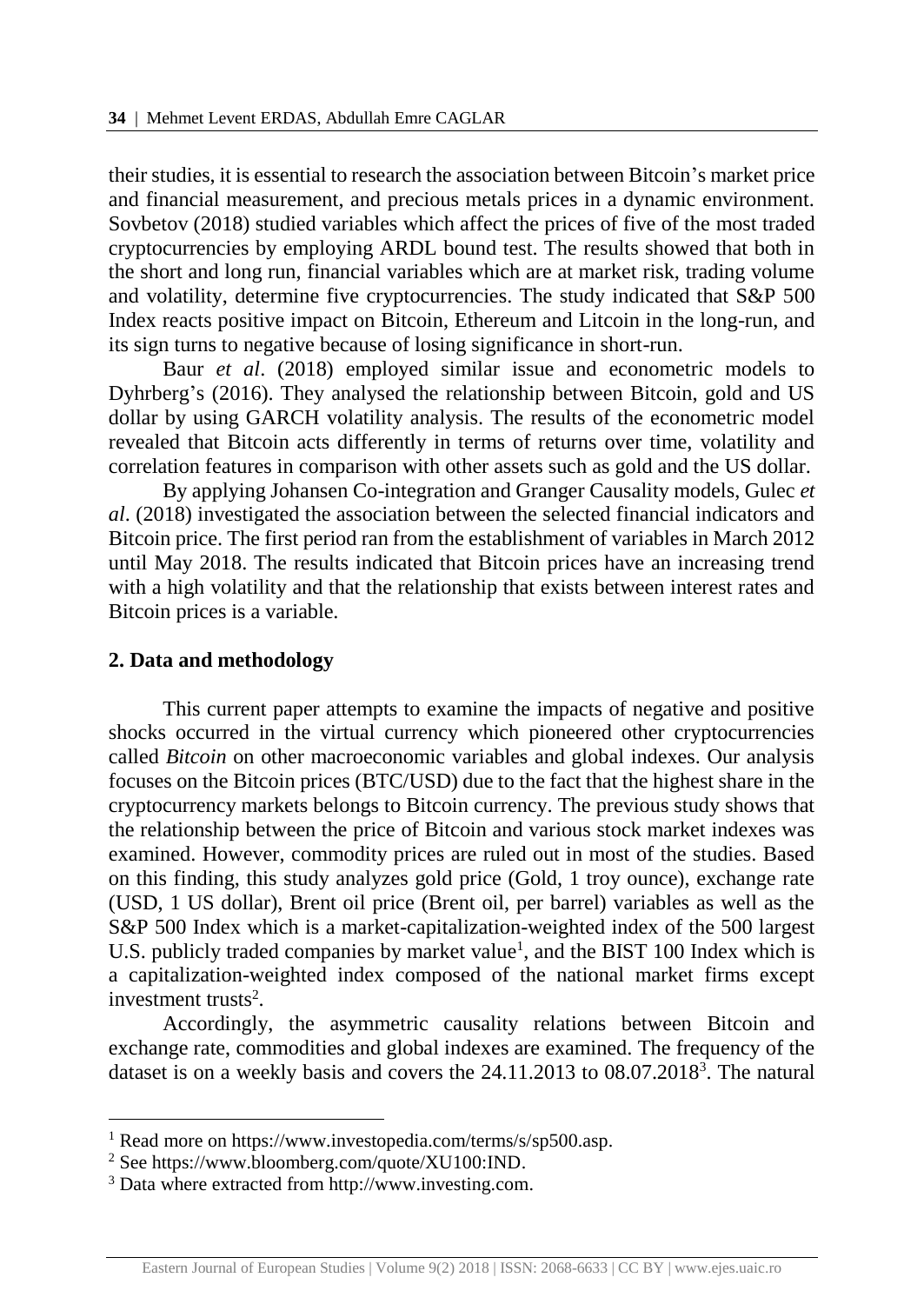their studies, it is essential to research the association between Bitcoin's market price and financial measurement, and precious metals prices in a dynamic environment. Sovbetov (2018) studied variables which affect the prices of five of the most traded cryptocurrencies by employing ARDL bound test. The results showed that both in the short and long run, financial variables which are at market risk, trading volume and volatility, determine five cryptocurrencies. The study indicated that S&P 500 Index reacts positive impact on Bitcoin, Ethereum and Litcoin in the long-run, and its sign turns to negative because of losing significance in short-run.

Baur *et al*. (2018) employed similar issue and econometric models to Dyhrberg's (2016). They analysed the relationship between Bitcoin, gold and US dollar by using GARCH volatility analysis. The results of the econometric model revealed that Bitcoin acts differently in terms of returns over time, volatility and correlation features in comparison with other assets such as gold and the US dollar.

By applying Johansen Co-integration and Granger Causality models, Gulec *et al*. (2018) investigated the association between the selected financial indicators and Bitcoin price. The first period ran from the establishment of variables in March 2012 until May 2018. The results indicated that Bitcoin prices have an increasing trend with a high volatility and that the relationship that exists between interest rates and Bitcoin prices is a variable.

## 2. Data and methodology

This current paper attempts to examine the impacts of negative and positive shocks occurred in the virtual currency which pioneered other cryptocurrencies called *Bitcoin* on other macroeconomic variables and global indexes. Our analysis focuses on the Bitcoin prices (BTC/USD) due to the fact that the highest share in the cryptocurrency markets belongs to Bitcoin currency. The previous study shows that the relationship between the price of Bitcoin and various stock market indexes was examined. However, commodity prices are ruled out in most of the studies. Based on this finding, this study analyzes gold price (Gold, 1 troy ounce), exchange rate (USD, 1 US dollar), Brent oil price (Brent oil, per barrel) variables as well as the S&P 500 Index which is a market-capitalization-weighted index of the 500 largest U.S. publicly traded companies by market value[1], and the BIST 100 Index which is a capitalization-weighted index composed of the national market firms except investment trusts[2].

Accordingly, the asymmetric causality relations between Bitcoin and exchange rate, commodities and global indexes are examined. The frequency of the dataset is on a weekly basis and covers the 24.11.2013 to 08.07.2018[3]. The natural

[1] Read more on https://www.investopedia.com/terms/s/sp500.asp.

[2] See https://www.bloomberg.com/quote/XU100:IND.

[3] Data where extracted from http://www.investing.com.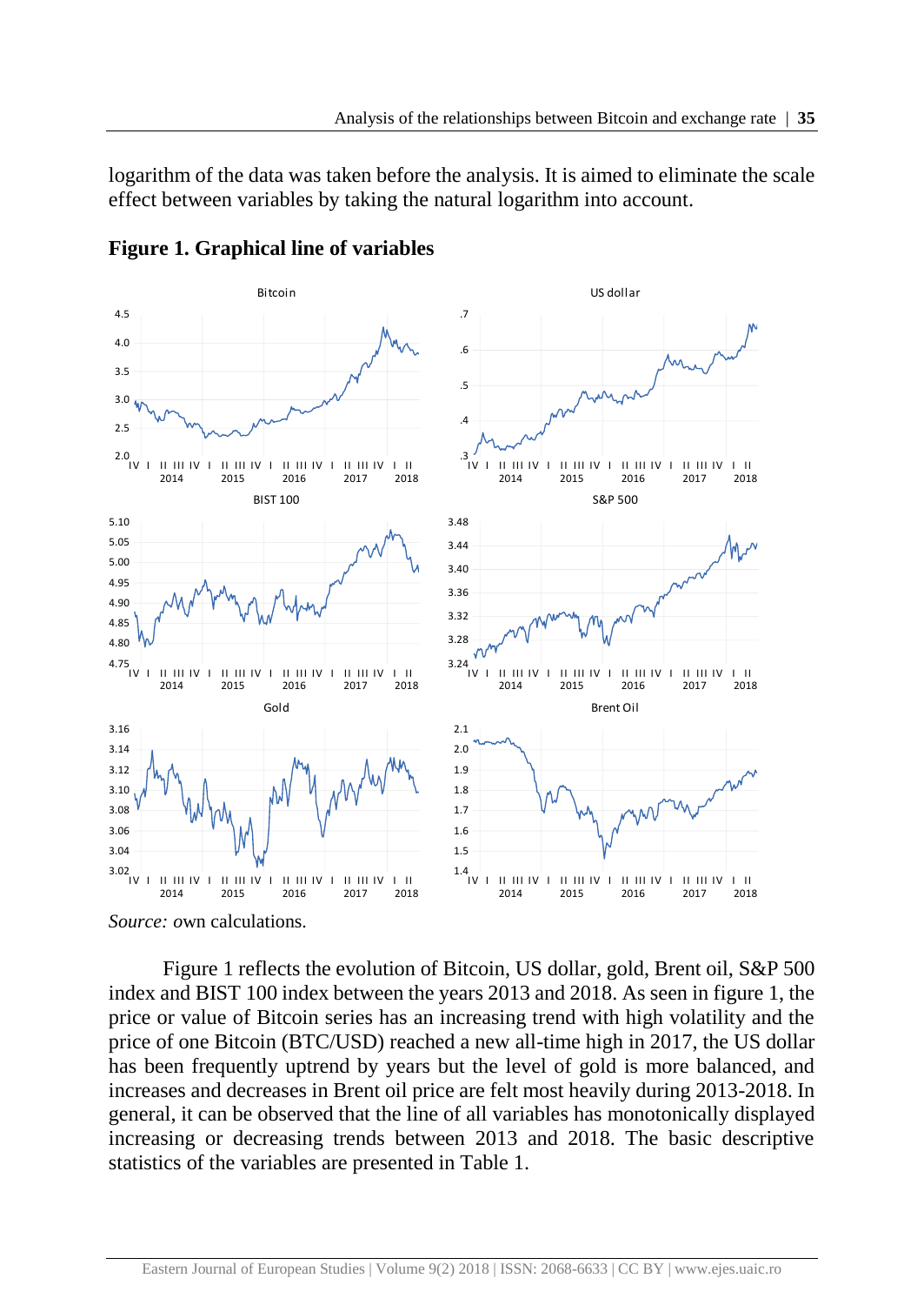logarithm of the data was taken before the analysis. It is aimed to eliminate the scale effect between variables by taking the natural logarithm into account.

**Figure 1. Graphical line of variables**

*Source: o*wn calculations.

Figure 1 reflects the evolution of Bitcoin, US dollar, gold, Brent oil, S&P 500 index and BIST 100 index between the years 2013 and 2018. As seen in figure 1, the price or value of Bitcoin series has an increasing trend with high volatility and the price of one Bitcoin (BTC/USD) reached a new all-time high in 2017, the US dollar has been frequently uptrend by years but the level of gold is more balanced, and increases and decreases in Brent oil price are felt most heavily during 2013-2018. In general, it can be observed that the line of all variables has monotonically displayed increasing or decreasing trends between 2013 and 2018. The basic descriptive statistics of the variables are presented in Table 1.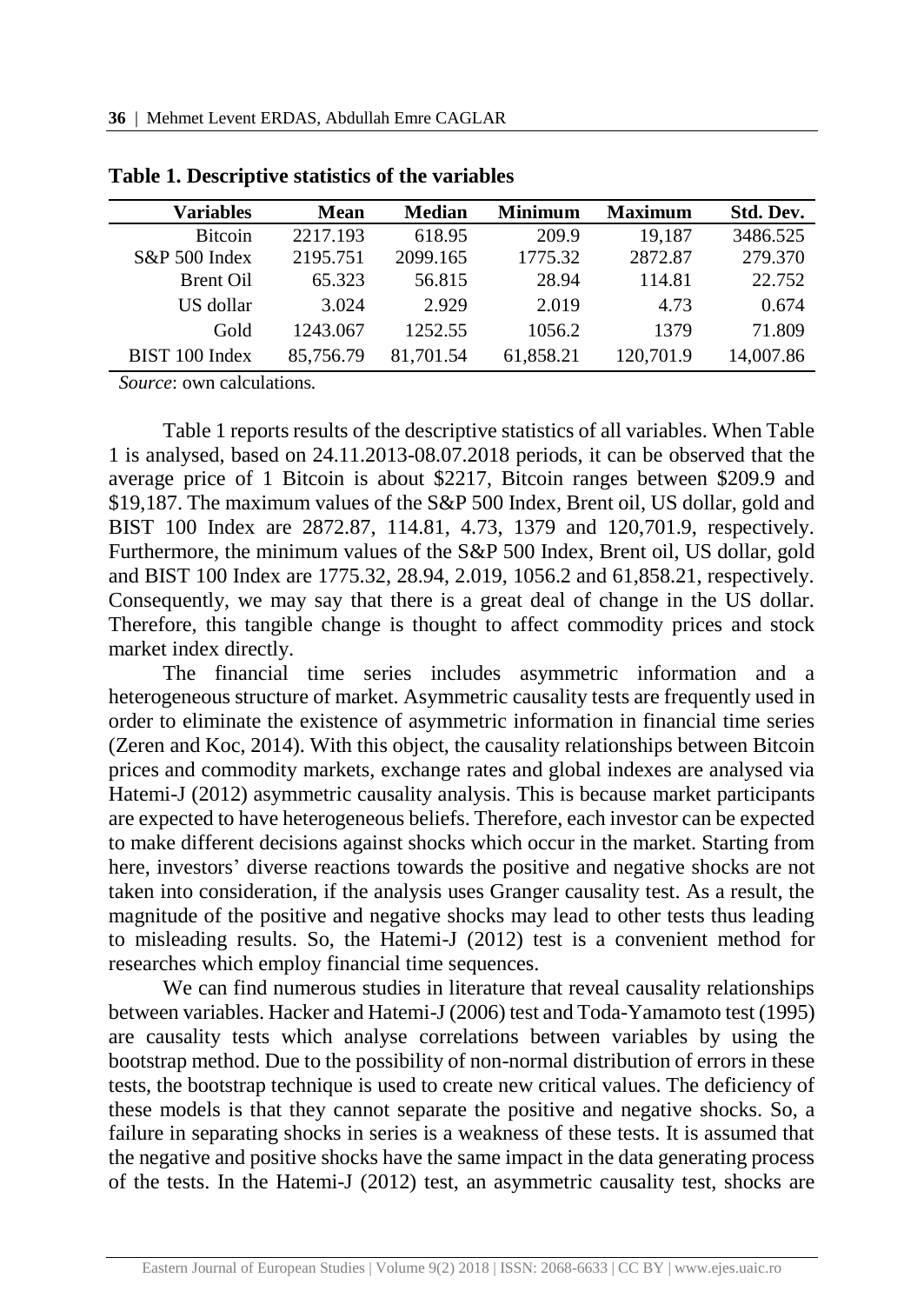**Table 1. Descriptive statistics of the variables**

| Variables | Mean | Median | Minimum | Maximum | Std. Dev. |
|---|---|---|---|---|---|
| Bitcoin | 2217.193 | 618.95 | 209.9 | 19,187 | 3486.525 |
| S&P 500 Index | 2195.751 | 2099.165 | 1775.32 | 2872.87 | 279.370 |
| Brent Oil | 65.323 | 56.815 | 28.94 | 114.81 | 22.752 |
| US dollar | 3.024 | 2.929 | 2.019 | 4.73 | 0.674 |
| Gold | 1243.067 | 1252.55 | 1056.2 | 1379 | 71.809 |
| BIST 100 Index | 85,756.79 | 81,701.54 | 61,858.21 | 120,701.9 | 14,007.86 |

*Source*: own calculations.

Table 1 reports results of the descriptive statistics of all variables. When Table 1 is analysed, based on 24.11.2013-08.07.2018 periods, it can be observed that the average price of 1 Bitcoin is about $2217, Bitcoin ranges between $209.9 and $19,187. The maximum values of the S&P 500 Index, Brent oil, US dollar, gold and BIST 100 Index are 2872.87, 114.81, 4.73, 1379 and 120,701.9, respectively. Furthermore, the minimum values of the S&P 500 Index, Brent oil, US dollar, gold and BIST 100 Index are 1775.32, 28.94, 2.019, 1056.2 and 61,858.21, respectively. Consequently, we may say that there is a great deal of change in the US dollar. Therefore, this tangible change is thought to affect commodity prices and stock market index directly.

The financial time series includes asymmetric information and a heterogeneous structure of market. Asymmetric causality tests are frequently used in order to eliminate the existence of asymmetric information in financial time series (Zeren and Koc, 2014). With this object, the causality relationships between Bitcoin prices and commodity markets, exchange rates and global indexes are analysed via Hatemi-J (2012) asymmetric causality analysis. This is because market participants are expected to have heterogeneous beliefs. Therefore, each investor can be expected to make different decisions against shocks which occur in the market. Starting from here, investors' diverse reactions towards the positive and negative shocks are not taken into consideration, if the analysis uses Granger causality test. As a result, the magnitude of the positive and negative shocks may lead to other tests thus leading to misleading results. So, the Hatemi-J (2012) test is a convenient method for researches which employ financial time sequences.

We can find numerous studies in literature that reveal causality relationships between variables. Hacker and Hatemi-J (2006) test and Toda-Yamamoto test (1995) are causality tests which analyse correlations between variables by using the bootstrap method. Due to the possibility of non-normal distribution of errors in these tests, the bootstrap technique is used to create new critical values. The deficiency of these models is that they cannot separate the positive and negative shocks. So, a failure in separating shocks in series is a weakness of these tests. It is assumed that the negative and positive shocks have the same impact in the data generating process of the tests. In the Hatemi-J (2012) test, an asymmetric causality test, shocks are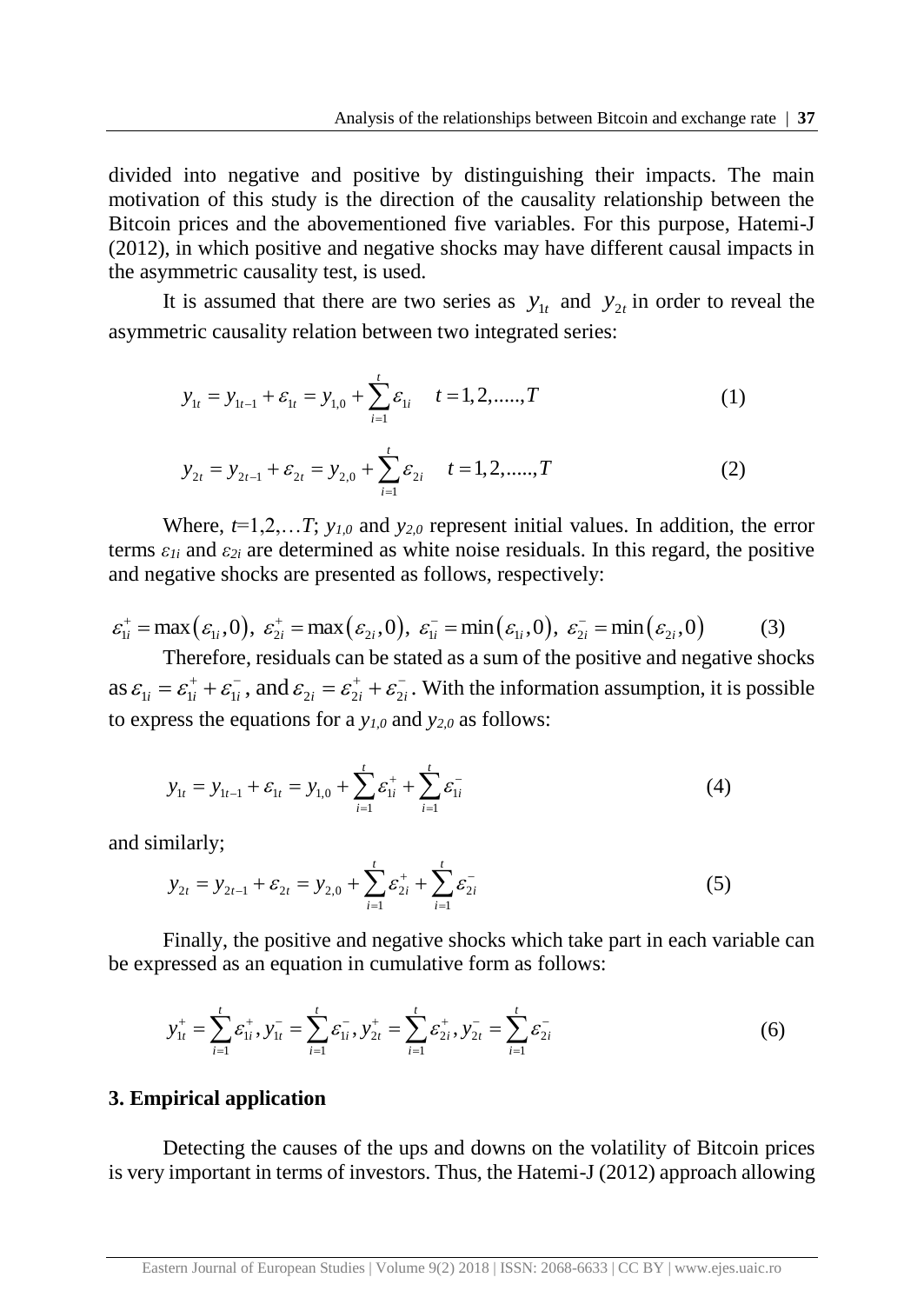divided into negative and positive by distinguishing their impacts. The main motivation of this study is the direction of the causality relationship between the Bitcoin prices and the abovementioned five variables. For this purpose, Hatemi-J (2012), in which positive and negative shocks may have different causal impacts in the asymmetric causality test, is used.

It is assumed that there are two series as $y_{1t}$ and $y_{2t}$ in order to reveal the asymmetric causality relation between two integrated series:

$$y_{1t} = y_{1t-1} + \varepsilon_{1t} = y_{1,0} + \sum_{i=1}^{t} \varepsilon_{1i} \quad t = 1, 2, ....., T \tag{1}$$

$$y_{2t} = y_{2t-1} + \varepsilon_{2t} = y_{2,0} + \sum_{i=1}^{t} \varepsilon_{2i} \quad t = 1, 2, ....., T \tag{2}$$

Where, $t$=1,2,…$T$; $y_{1,0}$ and $y_{2,0}$ represent initial values. In addition, the error terms $\varepsilon_{1i}$ and $\varepsilon_{2i}$ are determined as white noise residuals. In this regard, the positive and negative shocks are presented as follows, respectively:

$$\varepsilon_{1i}^{+} = \max(\varepsilon_{1i}, 0),\ \varepsilon_{2i}^{+} = \max(\varepsilon_{2i}, 0),\ \varepsilon_{1i}^{-} = \min(\varepsilon_{1i}, 0),\ \varepsilon_{2i}^{-} = \min(\varepsilon_{2i}, 0) \tag{3}$$

Therefore, residuals can be stated as a sum of the positive and negative shocks as $\varepsilon_{1i} = \varepsilon_{1i}^{+} + \varepsilon_{1i}^{-}$, and $\varepsilon_{2i} = \varepsilon_{2i}^{+} + \varepsilon_{2i}^{-}$. With the information assumption, it is possible to express the equations for a $y_{1,0}$ and $y_{2,0}$ as follows:

$$y_{1t} = y_{1t-1} + \varepsilon_{1t} = y_{1,0} + \sum_{i=1}^{t} \varepsilon_{1i}^{+} + \sum_{i=1}^{t} \varepsilon_{1i}^{-} \tag{4}$$

and similarly;

$$y_{2t} = y_{2t-1} + \varepsilon_{2t} = y_{2,0} + \sum_{i=1}^{t} \varepsilon_{2i}^{+} + \sum_{i=1}^{t} \varepsilon_{2i}^{-} \tag{5}$$

Finally, the positive and negative shocks which take part in each variable can be expressed as an equation in cumulative form as follows:

$$y_{1t}^{+} = \sum_{i=1}^{t} \varepsilon_{1i}^{+}, y_{1t}^{-} = \sum_{i=1}^{t} \varepsilon_{1i}^{-}, y_{2t}^{+} = \sum_{i=1}^{t} \varepsilon_{2i}^{+}, y_{2t}^{-} = \sum_{i=1}^{t} \varepsilon_{2i}^{-} \tag{6}$$

## 3. Empirical application

Detecting the causes of the ups and downs on the volatility of Bitcoin prices is very important in terms of investors. Thus, the Hatemi-J (2012) approach allowing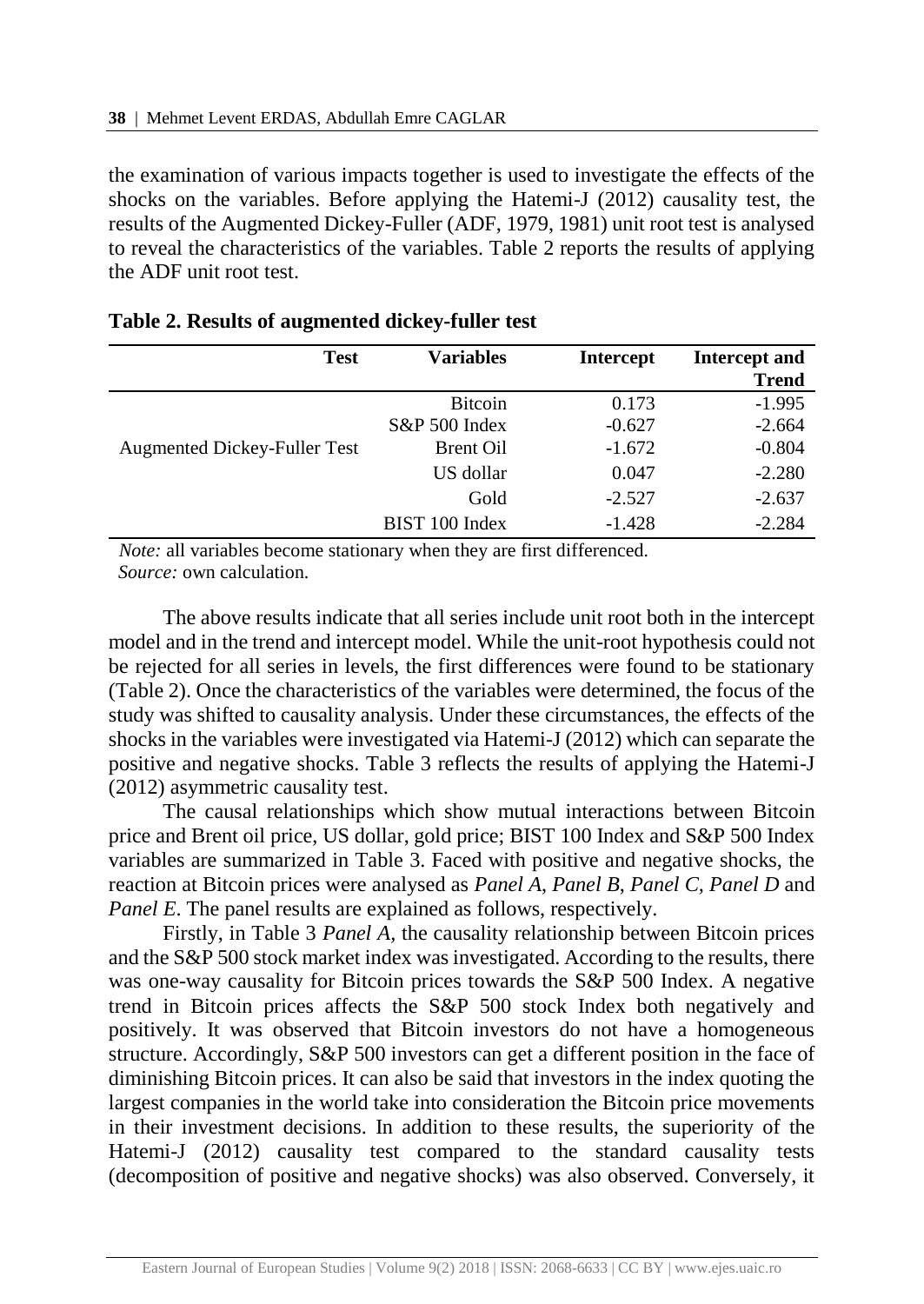the examination of various impacts together is used to investigate the effects of the shocks on the variables. Before applying the Hatemi-J (2012) causality test, the results of the Augmented Dickey-Fuller (ADF, 1979, 1981) unit root test is analysed to reveal the characteristics of the variables. Table 2 reports the results of applying the ADF unit root test.

**Table 2. Results of augmented dickey-fuller test**

| Test | Variables | Intercept | Intercept and Trend |
|---|---|---|---|
| Augmented Dickey-Fuller Test | Bitcoin | 0.173 | -1.995 |
| | S&P 500 Index | -0.627 | -2.664 |
| | Brent Oil | -1.672 | -0.804 |
| | US dollar | 0.047 | -2.280 |
| | Gold | -2.527 | -2.637 |
| | BIST 100 Index | -1.428 | -2.284 |

*Note:* all variables become stationary when they are first differenced.
*Source:* own calculation.

The above results indicate that all series include unit root both in the intercept model and in the trend and intercept model. While the unit-root hypothesis could not be rejected for all series in levels, the first differences were found to be stationary (Table 2). Once the characteristics of the variables were determined, the focus of the study was shifted to causality analysis. Under these circumstances, the effects of the shocks in the variables were investigated via Hatemi-J (2012) which can separate the positive and negative shocks. Table 3 reflects the results of applying the Hatemi-J (2012) asymmetric causality test.

The causal relationships which show mutual interactions between Bitcoin price and Brent oil price, US dollar, gold price; BIST 100 Index and S&P 500 Index variables are summarized in Table 3. Faced with positive and negative shocks, the reaction at Bitcoin prices were analysed as *Panel A*, *Panel B*, *Panel C*, *Panel D* and *Panel E*. The panel results are explained as follows, respectively.

Firstly, in Table 3 *Panel A*, the causality relationship between Bitcoin prices and the S&P 500 stock market index was investigated. According to the results, there was one-way causality for Bitcoin prices towards the S&P 500 Index. A negative trend in Bitcoin prices affects the S&P 500 stock Index both negatively and positively. It was observed that Bitcoin investors do not have a homogeneous structure. Accordingly, S&P 500 investors can get a different position in the face of diminishing Bitcoin prices. It can also be said that investors in the index quoting the largest companies in the world take into consideration the Bitcoin price movements in their investment decisions. In addition to these results, the superiority of the Hatemi-J (2012) causality test compared to the standard causality tests (decomposition of positive and negative shocks) was also observed. Conversely, it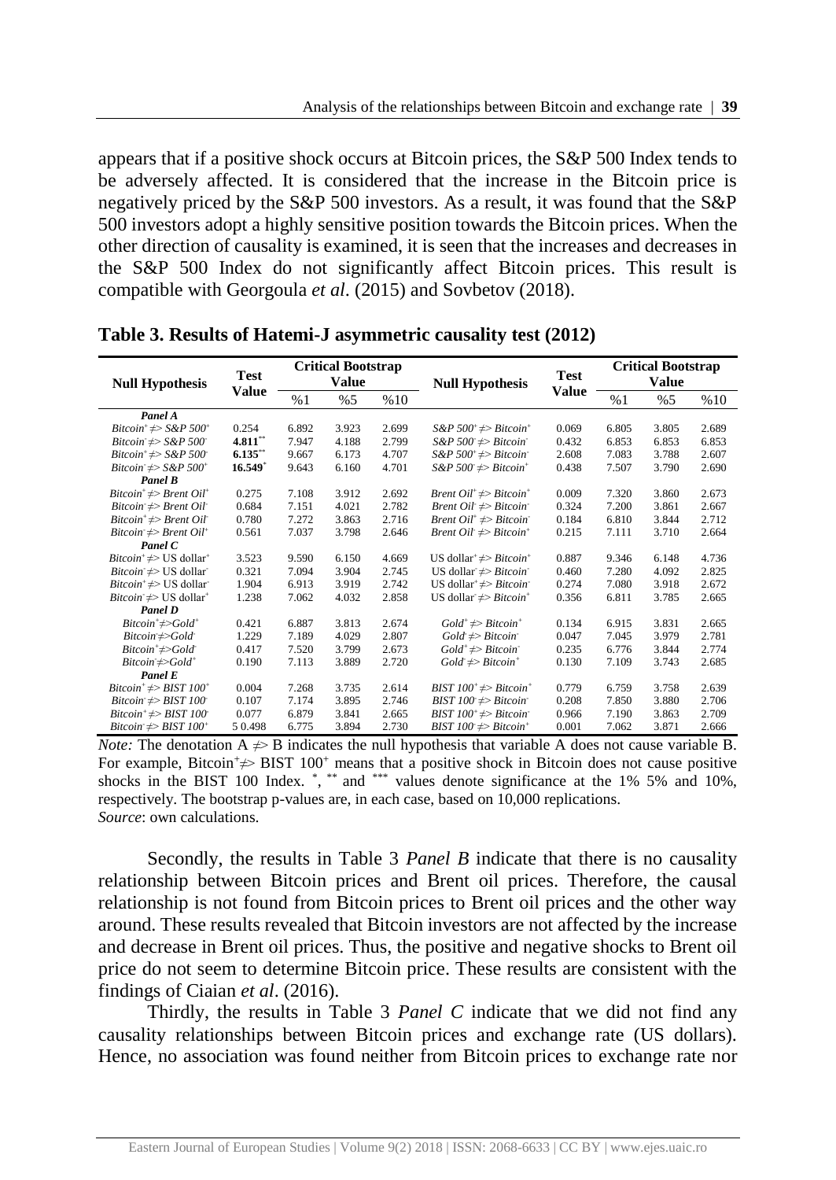appears that if a positive shock occurs at Bitcoin prices, the S&P 500 Index tends to be adversely affected. It is considered that the increase in the Bitcoin price is negatively priced by the S&P 500 investors. As a result, it was found that the S&P 500 investors adopt a highly sensitive position towards the Bitcoin prices. When the other direction of causality is examined, it is seen that the increases and decreases in the S&P 500 Index do not significantly affect Bitcoin prices. This result is compatible with Georgoula *et al*. (2015) and Sovbetov (2018).

**Table 3. Results of Hatemi-J asymmetric causality test (2012)**

| Null Hypothesis | Test Value | Critical Bootstrap Value | | | Null Hypothesis | Test Value | Critical Bootstrap Value | | |
|---|---|---|---|---|---|---|---|---|---|
| | | %1 | %5 | %10 | | | %1 | %5 | %10 |
| ***Panel A*** | | | | | | | | | |
| $Bitcoin^{+} \nRightarrow S\&P\ 500^{+}$ | 0.254 | 6.892 | 3.923 | 2.699 | $S\&P\ 500^{+} \nRightarrow Bitcoin^{+}$ | 0.069 | 6.805 | 3.805 | 2.689 |
| $Bitcoin^{-} \nRightarrow S\&P\ 500^{-}$ | **4.811**[**] | 7.947 | 4.188 | 2.799 | $S\&P\ 500^{-} \nRightarrow Bitcoin^{-}$ | 0.432 | 6.853 | 6.853 | 6.853 |
| $Bitcoin^{+} \nRightarrow S\&P\ 500^{-}$ | **6.135**[**] | 9.667 | 6.173 | 4.707 | $S\&P\ 500^{+} \nRightarrow Bitcoin^{-}$ | 2.608 | 7.083 | 3.788 | 2.607 |
| $Bitcoin^{-} \nRightarrow S\&P\ 500^{+}$ | **16.549**[*] | 9.643 | 6.160 | 4.701 | $S\&P\ 500^{-} \nRightarrow Bitcoin^{+}$ | 0.438 | 7.507 | 3.790 | 2.690 |
| ***Panel B*** | | | | | | | | | |
| $Bitcoin^{+} \nRightarrow Brent\ Oil^{+}$ | 0.275 | 7.108 | 3.912 | 2.692 | $Brent\ Oil^{+} \nRightarrow Bitcoin^{+}$ | 0.009 | 7.320 | 3.860 | 2.673 |
| $Bitcoin^{-} \nRightarrow Brent\ Oil^{-}$ | 0.684 | 7.151 | 4.021 | 2.782 | $Brent\ Oil^{-} \nRightarrow Bitcoin^{-}$ | 0.324 | 7.200 | 3.861 | 2.667 |
| $Bitcoin^{+} \nRightarrow Brent\ Oil^{-}$ | 0.780 | 7.272 | 3.863 | 2.716 | $Brent\ Oil^{+} \nRightarrow Bitcoin^{-}$ | 0.184 | 6.810 | 3.844 | 2.712 |
| $Bitcoin^{-} \nRightarrow Brent\ Oil^{+}$ | 0.561 | 7.037 | 3.798 | 2.646 | $Brent\ Oil^{-} \nRightarrow Bitcoin^{+}$ | 0.215 | 7.111 | 3.710 | 2.664 |
| ***Panel C*** | | | | | | | | | |
| $Bitcoin^{+} \nRightarrow$ US dollar$^{+}$ | 3.523 | 9.590 | 6.150 | 4.669 | US dollar$^{+} \nRightarrow Bitcoin^{+}$ | 0.887 | 9.346 | 6.148 | 4.736 |
| $Bitcoin^{-} \nRightarrow$ US dollar$^{-}$ | 0.321 | 7.094 | 3.904 | 2.745 | US dollar$^{-} \nRightarrow Bitcoin^{-}$ | 0.460 | 7.280 | 4.092 | 2.825 |
| $Bitcoin^{+} \nRightarrow$ US dollar$^{-}$ | 1.904 | 6.913 | 3.919 | 2.742 | US dollar$^{+} \nRightarrow Bitcoin^{-}$ | 0.274 | 7.080 | 3.918 | 2.672 |
| $Bitcoin^{-} \nRightarrow$ US dollar$^{+}$ | 1.238 | 7.062 | 4.032 | 2.858 | US dollar$^{-} \nRightarrow Bitcoin^{+}$ | 0.356 | 6.811 | 3.785 | 2.665 |
| ***Panel D*** | | | | | | | | | |
| $Bitcoin^{+} \nRightarrow Gold^{+}$ | 0.421 | 6.887 | 3.813 | 2.674 | $Gold^{+} \nRightarrow Bitcoin^{+}$ | 0.134 | 6.915 | 3.831 | 2.665 |
| $Bitcoin^{-} \nRightarrow Gold^{-}$ | 1.229 | 7.189 | 4.029 | 2.807 | $Gold^{-} \nRightarrow Bitcoin^{-}$ | 0.047 | 7.045 | 3.979 | 2.781 |
| $Bitcoin^{+} \nRightarrow Gold^{-}$ | 0.417 | 7.520 | 3.799 | 2.673 | $Gold^{+} \nRightarrow Bitcoin^{-}$ | 0.235 | 6.776 | 3.844 | 2.774 |
| $Bitcoin^{-} \nRightarrow Gold^{+}$ | 0.190 | 7.113 | 3.889 | 2.720 | $Gold^{-} \nRightarrow Bitcoin^{+}$ | 0.130 | 7.109 | 3.743 | 2.685 |
| ***Panel E*** | | | | | | | | | |
| $Bitcoin^{+} \nRightarrow BIST\ 100^{+}$ | 0.004 | 7.268 | 3.735 | 2.614 | $BIST\ 100^{+} \nRightarrow Bitcoin^{+}$ | 0.779 | 6.759 | 3.758 | 2.639 |
| $Bitcoin^{-} \nRightarrow BIST\ 100^{-}$ | 0.107 | 7.174 | 3.895 | 2.746 | $BIST\ 100^{-} \nRightarrow Bitcoin^{-}$ | 0.208 | 7.850 | 3.880 | 2.706 |
| $Bitcoin^{+} \nRightarrow BIST\ 100^{-}$ | 0.077 | 6.879 | 3.841 | 2.665 | $BIST\ 100^{+} \nRightarrow Bitcoin^{-}$ | 0.966 | 7.190 | 3.863 | 2.709 |
| $Bitcoin^{-} \nRightarrow BIST\ 100^{+}$ | 5 0.498 | 6.775 | 3.894 | 2.730 | $BIST\ 100^{-} \nRightarrow Bitcoin^{+}$ | 0.001 | 7.062 | 3.871 | 2.666 |

*Note:* The denotation A $\nRightarrow$ B indicates the null hypothesis that variable A does not cause variable B. For example, Bitcoin$^{+} \nRightarrow$ BIST 100$^{+}$ means that a positive shock in Bitcoin does not cause positive shocks in the BIST 100 Index. [*], [**] and [***] values denote significance at the 1% 5% and 10%, respectively. The bootstrap p-values are, in each case, based on 10,000 replications.
*Source*: own calculations.

Secondly, the results in Table 3 *Panel B* indicate that there is no causality relationship between Bitcoin prices and Brent oil prices. Therefore, the causal relationship is not found from Bitcoin prices to Brent oil prices and the other way around. These results revealed that Bitcoin investors are not affected by the increase and decrease in Brent oil prices. Thus, the positive and negative shocks to Brent oil price do not seem to determine Bitcoin price. These results are consistent with the findings of Ciaian *et al*. (2016).

Thirdly, the results in Table 3 *Panel C* indicate that we did not find any causality relationships between Bitcoin prices and exchange rate (US dollars). Hence, no association was found neither from Bitcoin prices to exchange rate nor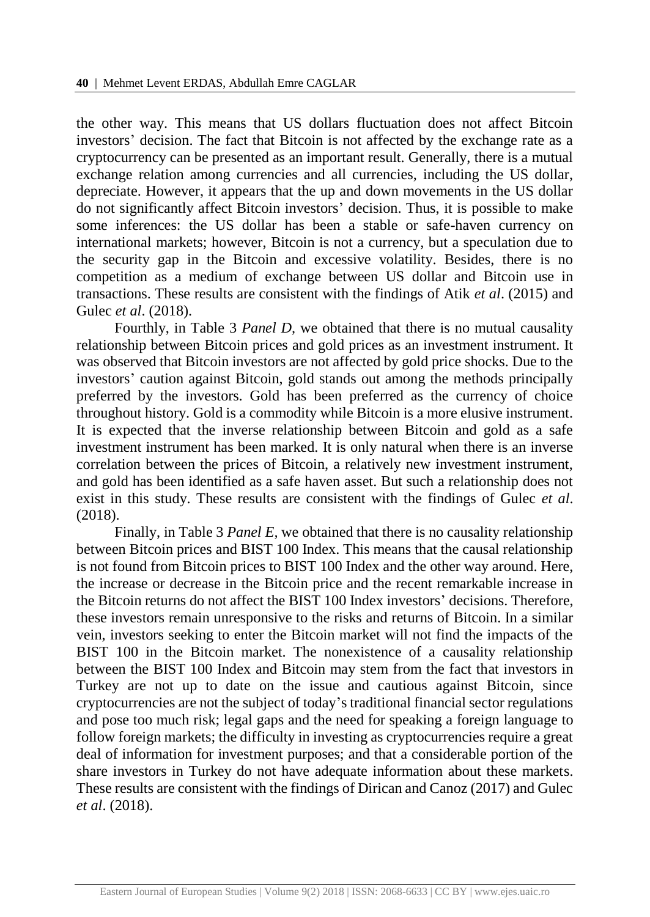the other way. This means that US dollars fluctuation does not affect Bitcoin investors' decision. The fact that Bitcoin is not affected by the exchange rate as a cryptocurrency can be presented as an important result. Generally, there is a mutual exchange relation among currencies and all currencies, including the US dollar, depreciate. However, it appears that the up and down movements in the US dollar do not significantly affect Bitcoin investors' decision. Thus, it is possible to make some inferences: the US dollar has been a stable or safe-haven currency on international markets; however, Bitcoin is not a currency, but a speculation due to the security gap in the Bitcoin and excessive volatility. Besides, there is no competition as a medium of exchange between US dollar and Bitcoin use in transactions. These results are consistent with the findings of Atik *et al*. (2015) and Gulec *et al*. (2018).

Fourthly, in Table 3 *Panel D*, we obtained that there is no mutual causality relationship between Bitcoin prices and gold prices as an investment instrument. It was observed that Bitcoin investors are not affected by gold price shocks. Due to the investors' caution against Bitcoin, gold stands out among the methods principally preferred by the investors. Gold has been preferred as the currency of choice throughout history. Gold is a commodity while Bitcoin is a more elusive instrument. It is expected that the inverse relationship between Bitcoin and gold as a safe investment instrument has been marked. It is only natural when there is an inverse correlation between the prices of Bitcoin, a relatively new investment instrument, and gold has been identified as a safe haven asset. But such a relationship does not exist in this study. These results are consistent with the findings of Gulec *et al*. (2018).

Finally, in Table 3 *Panel E*, we obtained that there is no causality relationship between Bitcoin prices and BIST 100 Index. This means that the causal relationship is not found from Bitcoin prices to BIST 100 Index and the other way around. Here, the increase or decrease in the Bitcoin price and the recent remarkable increase in the Bitcoin returns do not affect the BIST 100 Index investors' decisions. Therefore, these investors remain unresponsive to the risks and returns of Bitcoin. In a similar vein, investors seeking to enter the Bitcoin market will not find the impacts of the BIST 100 in the Bitcoin market. The nonexistence of a causality relationship between the BIST 100 Index and Bitcoin may stem from the fact that investors in Turkey are not up to date on the issue and cautious against Bitcoin, since cryptocurrencies are not the subject of today's traditional financial sector regulations and pose too much risk; legal gaps and the need for speaking a foreign language to follow foreign markets; the difficulty in investing as cryptocurrencies require a great deal of information for investment purposes; and that a considerable portion of the share investors in Turkey do not have adequate information about these markets. These results are consistent with the findings of Dirican and Canoz (2017) and Gulec *et al*. (2018).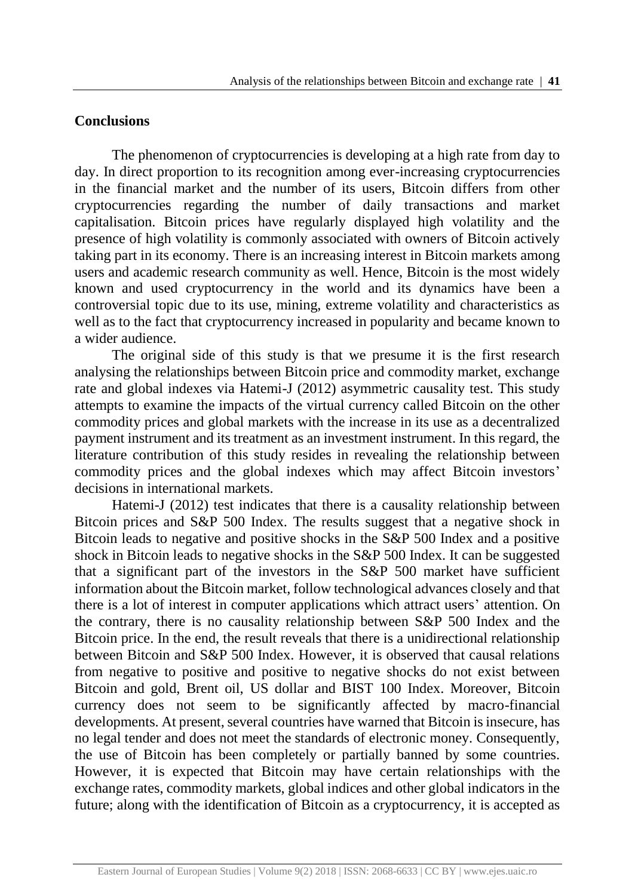## Conclusions

The phenomenon of cryptocurrencies is developing at a high rate from day to day. In direct proportion to its recognition among ever-increasing cryptocurrencies in the financial market and the number of its users, Bitcoin differs from other cryptocurrencies regarding the number of daily transactions and market capitalisation. Bitcoin prices have regularly displayed high volatility and the presence of high volatility is commonly associated with owners of Bitcoin actively taking part in its economy. There is an increasing interest in Bitcoin markets among users and academic research community as well. Hence, Bitcoin is the most widely known and used cryptocurrency in the world and its dynamics have been a controversial topic due to its use, mining, extreme volatility and characteristics as well as to the fact that cryptocurrency increased in popularity and became known to a wider audience.

The original side of this study is that we presume it is the first research analysing the relationships between Bitcoin price and commodity market, exchange rate and global indexes via Hatemi-J (2012) asymmetric causality test. This study attempts to examine the impacts of the virtual currency called Bitcoin on the other commodity prices and global markets with the increase in its use as a decentralized payment instrument and its treatment as an investment instrument. In this regard, the literature contribution of this study resides in revealing the relationship between commodity prices and the global indexes which may affect Bitcoin investors' decisions in international markets.

Hatemi-J (2012) test indicates that there is a causality relationship between Bitcoin prices and S&P 500 Index. The results suggest that a negative shock in Bitcoin leads to negative and positive shocks in the S&P 500 Index and a positive shock in Bitcoin leads to negative shocks in the S&P 500 Index. It can be suggested that a significant part of the investors in the S&P 500 market have sufficient information about the Bitcoin market, follow technological advances closely and that there is a lot of interest in computer applications which attract users' attention. On the contrary, there is no causality relationship between S&P 500 Index and the Bitcoin price. In the end, the result reveals that there is a unidirectional relationship between Bitcoin and S&P 500 Index. However, it is observed that causal relations from negative to positive and positive to negative shocks do not exist between Bitcoin and gold, Brent oil, US dollar and BIST 100 Index. Moreover, Bitcoin currency does not seem to be significantly affected by macro-financial developments. At present, several countries have warned that Bitcoin is insecure, has no legal tender and does not meet the standards of electronic money. Consequently, the use of Bitcoin has been completely or partially banned by some countries. However, it is expected that Bitcoin may have certain relationships with the exchange rates, commodity markets, global indices and other global indicators in the future; along with the identification of Bitcoin as a cryptocurrency, it is accepted as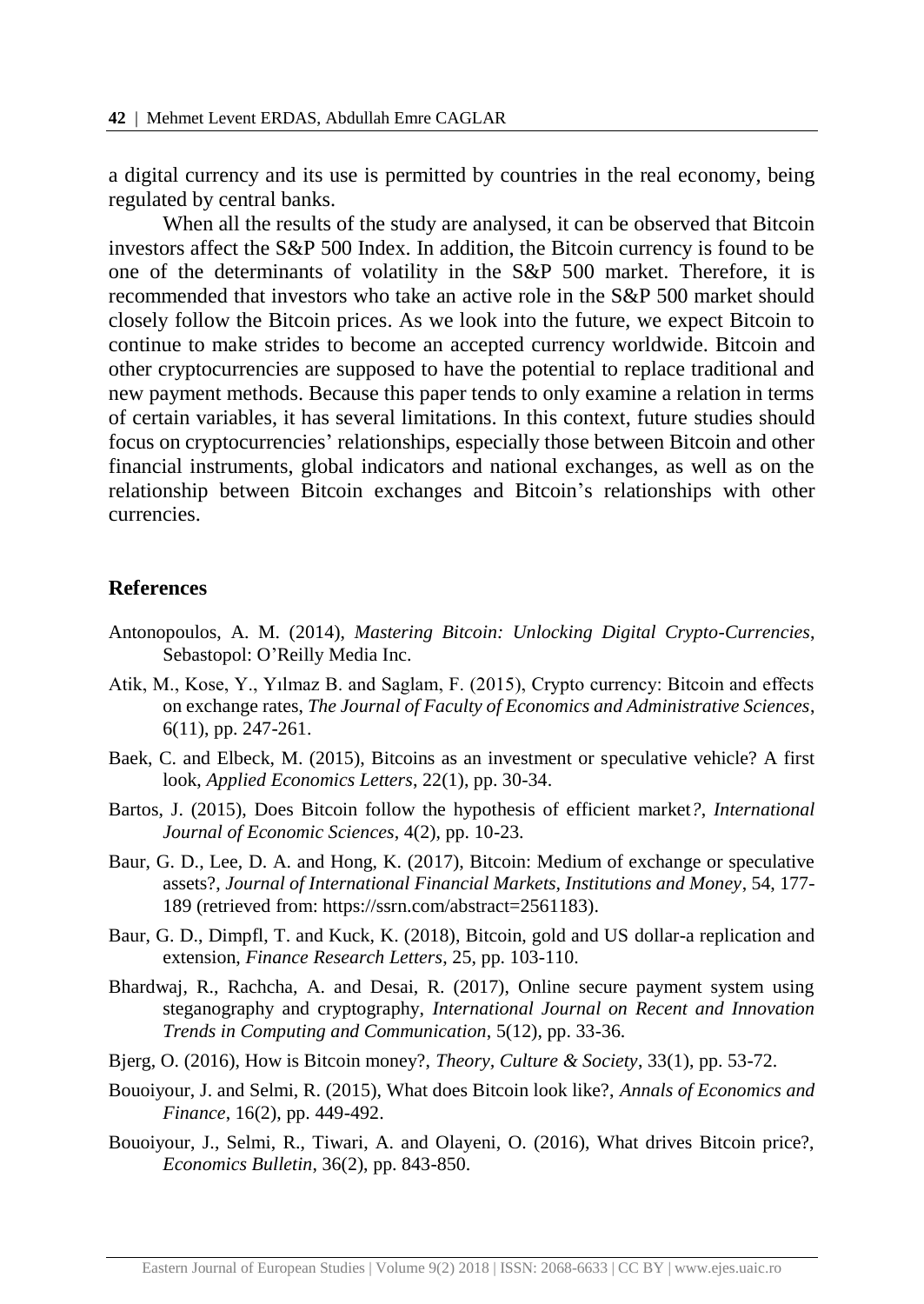a digital currency and its use is permitted by countries in the real economy, being regulated by central banks.

When all the results of the study are analysed, it can be observed that Bitcoin investors affect the S&P 500 Index. In addition, the Bitcoin currency is found to be one of the determinants of volatility in the S&P 500 market. Therefore, it is recommended that investors who take an active role in the S&P 500 market should closely follow the Bitcoin prices. As we look into the future, we expect Bitcoin to continue to make strides to become an accepted currency worldwide. Bitcoin and other cryptocurrencies are supposed to have the potential to replace traditional and new payment methods. Because this paper tends to only examine a relation in terms of certain variables, it has several limitations. In this context, future studies should focus on cryptocurrencies' relationships, especially those between Bitcoin and other financial instruments, global indicators and national exchanges, as well as on the relationship between Bitcoin exchanges and Bitcoin's relationships with other currencies.

## References

Antonopoulos, A. M. (2014), *Mastering Bitcoin: Unlocking Digital Crypto-Currencies*, Sebastopol: O'Reilly Media Inc.

Atik, M., Kose, Y., Yılmaz B. and Saglam, F. (2015), Crypto currency: Bitcoin and effects on exchange rates, *The Journal of Faculty of Economics and Administrative Sciences*, 6(11), pp. 247-261.

Baek, C. and Elbeck, M. (2015), Bitcoins as an investment or speculative vehicle? A first look, *Applied Economics Letters*, 22(1), pp. 30-34.

Bartos, J. (2015), Does Bitcoin follow the hypothesis of efficient market*?*, *International Journal of Economic Sciences*, 4(2), pp. 10-23.

Baur, G. D., Lee, D. A. and Hong, K. (2017), Bitcoin: Medium of exchange or speculative assets?, *Journal of International Financial Markets, Institutions and Money*, 54, 177-189 (retrieved from: https://ssrn.com/abstract=2561183).

Baur, G. D., Dimpfl, T. and Kuck, K. (2018), Bitcoin, gold and US dollar-a replication and extension, *Finance Research Letters*, 25, pp. 103-110.

Bhardwaj, R., Rachcha, A. and Desai, R. (2017), Online secure payment system using steganography and cryptography, *International Journal on Recent and Innovation Trends in Computing and Communication*, 5(12), pp. 33-36.

Bjerg, O. (2016), How is Bitcoin money?, *Theory, Culture & Society*, 33(1), pp. 53-72.

Bouoiyour, J. and Selmi, R. (2015), What does Bitcoin look like?, *Annals of Economics and Finance*, 16(2), pp. 449-492.

Bouoiyour, J., Selmi, R., Tiwari, A. and Olayeni, O. (2016), What drives Bitcoin price?, *Economics Bulletin*, 36(2), pp. 843-850.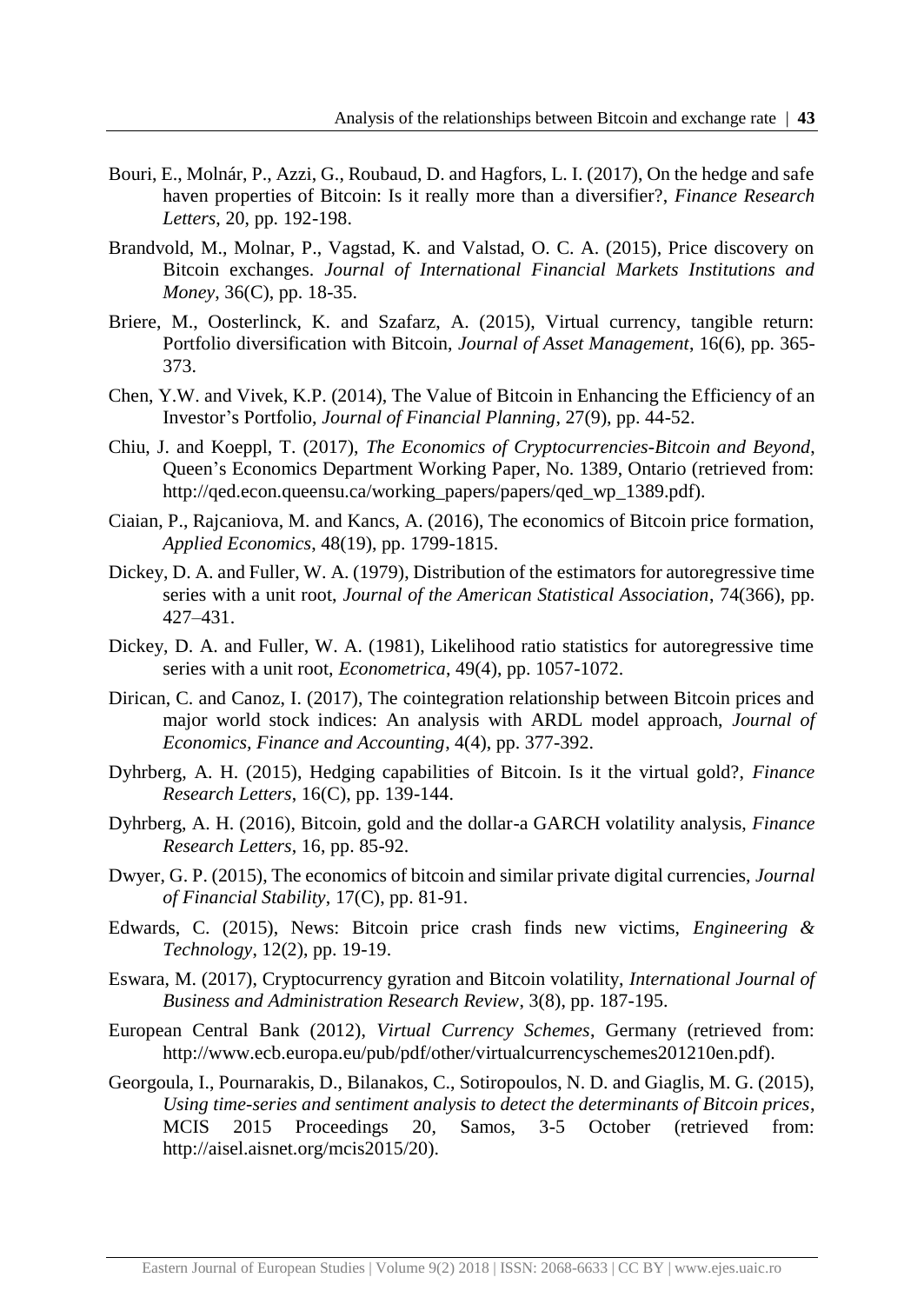Bouri, E., Molnár, P., Azzi, G., Roubaud, D. and Hagfors, L. I. (2017), On the hedge and safe haven properties of Bitcoin: Is it really more than a diversifier?, *Finance Research Letters*, 20, pp. 192-198.

Brandvold, M., Molnar, P., Vagstad, K. and Valstad, O. C. A. (2015), Price discovery on Bitcoin exchanges. *Journal of International Financial Markets Institutions and Money*, 36(C), pp. 18-35.

Briere, M., Oosterlinck, K. and Szafarz, A. (2015), Virtual currency, tangible return: Portfolio diversification with Bitcoin, *Journal of Asset Management*, 16(6), pp. 365-373.

Chen, Y.W. and Vivek, K.P. (2014), The Value of Bitcoin in Enhancing the Efficiency of an Investor's Portfolio, *Journal of Financial Planning*, 27(9), pp. 44-52.

Chiu, J. and Koeppl, T. (2017), *The Economics of Cryptocurrencies-Bitcoin and Beyond*, Queen's Economics Department Working Paper, No. 1389, Ontario (retrieved from: http://qed.econ.queensu.ca/working_papers/papers/qed_wp_1389.pdf).

Ciaian, P., Rajcaniova, M. and Kancs, A. (2016), The economics of Bitcoin price formation, *Applied Economics*, 48(19), pp. 1799-1815.

Dickey, D. A. and Fuller, W. A. (1979), Distribution of the estimators for autoregressive time series with a unit root, *Journal of the American Statistical Association*, 74(366), pp. 427–431.

Dickey, D. A. and Fuller, W. A. (1981), Likelihood ratio statistics for autoregressive time series with a unit root, *Econometrica*, 49(4), pp. 1057-1072.

Dirican, C. and Canoz, I. (2017), The cointegration relationship between Bitcoin prices and major world stock indices: An analysis with ARDL model approach, *Journal of Economics, Finance and Accounting*, 4(4), pp. 377-392.

Dyhrberg, A. H. (2015), Hedging capabilities of Bitcoin. Is it the virtual gold?, *Finance Research Letters*, 16(C), pp. 139-144.

Dyhrberg, A. H. (2016), Bitcoin, gold and the dollar-a GARCH volatility analysis, *Finance Research Letters*, 16, pp. 85-92.

Dwyer, G. P. (2015), The economics of bitcoin and similar private digital currencies, *Journal of Financial Stability*, 17(C), pp. 81-91.

Edwards, C. (2015), News: Bitcoin price crash finds new victims, *Engineering & Technology*, 12(2), pp. 19-19.

Eswara, M. (2017), Cryptocurrency gyration and Bitcoin volatility, *International Journal of Business and Administration Research Review*, 3(8), pp. 187-195.

European Central Bank (2012), *Virtual Currency Schemes*, Germany (retrieved from: http://www.ecb.europa.eu/pub/pdf/other/virtualcurrencyschemes201210en.pdf).

Georgoula, I., Pournarakis, D., Bilanakos, C., Sotiropoulos, N. D. and Giaglis, M. G. (2015), *Using time-series and sentiment analysis to detect the determinants of Bitcoin prices*, MCIS 2015 Proceedings 20, Samos, 3-5 October (retrieved from: http://aisel.aisnet.org/mcis2015/20).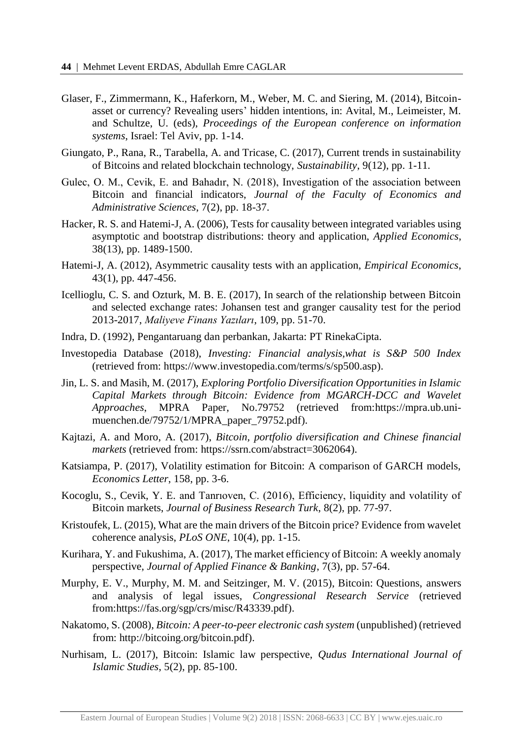Glaser, F., Zimmermann, K., Haferkorn, M., Weber, M. C. and Siering, M. (2014), Bitcoin-asset or currency? Revealing users' hidden intentions, in: Avital, M., Leimeister, M. and Schultze, U. (eds), *Proceedings of the European conference on information systems*, Israel: Tel Aviv, pp. 1-14.

Giungato, P., Rana, R., Tarabella, A. and Tricase, C. (2017), Current trends in sustainability of Bitcoins and related blockchain technology, *Sustainability*, 9(12), pp. 1-11.

Gulec, O. M., Cevik, E. and Bahadır, N. (2018), Investigation of the association between Bitcoin and financial indicators, *Journal of the Faculty of Economics and Administrative Sciences*, 7(2), pp. 18-37.

Hacker, R. S. and Hatemi-J, A. (2006), Tests for causality between integrated variables using asymptotic and bootstrap distributions: theory and application, *Applied Economics*, 38(13), pp. 1489-1500.

Hatemi-J, A. (2012), Asymmetric causality tests with an application, *Empirical Economics*, 43(1), pp. 447-456.

Icellioglu, C. S. and Ozturk, M. B. E. (2017), In search of the relationship between Bitcoin and selected exchange rates: Johansen test and granger causality test for the period 2013-2017, *Maliyeve Finans Yazıları*, 109, pp. 51-70.

Indra, D. (1992), Pengantaruang dan perbankan, Jakarta: PT RinekaCipta.

Investopedia Database (2018), *Investing: Financial analysis,what is S&P 500 Index* (retrieved from: https://www.investopedia.com/terms/s/sp500.asp).

Jin, L. S. and Masih, M. (2017), *Exploring Portfolio Diversification Opportunities in Islamic Capital Markets through Bitcoin: Evidence from MGARCH-DCC and Wavelet Approaches*, MPRA Paper, No.79752 (retrieved from:https://mpra.ub.uni-muenchen.de/79752/1/MPRA_paper_79752.pdf).

Kajtazi, A. and Moro, A. (2017), *Bitcoin, portfolio diversification and Chinese financial markets* (retrieved from: https://ssrn.com/abstract=3062064).

Katsiampa, P. (2017), Volatility estimation for Bitcoin: A comparison of GARCH models, *Economics Letter*, 158, pp. 3-6.

Kocoglu, S., Cevik, Y. E. and Tanrıoven, C. (2016), Efficiency, liquidity and volatility of Bitcoin markets, *Journal of Business Research Turk*, 8(2), pp. 77-97.

Kristoufek, L. (2015), What are the main drivers of the Bitcoin price? Evidence from wavelet coherence analysis, *PLoS ONE*, 10(4), pp. 1-15.

Kurihara, Y. and Fukushima, A. (2017), The market efficiency of Bitcoin: A weekly anomaly perspective, *Journal of Applied Finance & Banking*, 7(3), pp. 57-64.

Murphy, E. V., Murphy, M. M. and Seitzinger, M. V. (2015), Bitcoin: Questions, answers and analysis of legal issues, *Congressional Research Service* (retrieved from:https://fas.org/sgp/crs/misc/R43339.pdf).

Nakatomo, S. (2008), *Bitcoin: A peer-to-peer electronic cash system* (unpublished) (retrieved from: http://bitcoing.org/bitcoin.pdf).

Nurhisam, L. (2017), Bitcoin: Islamic law perspective, *Qudus International Journal of Islamic Studies*, 5(2), pp. 85-100.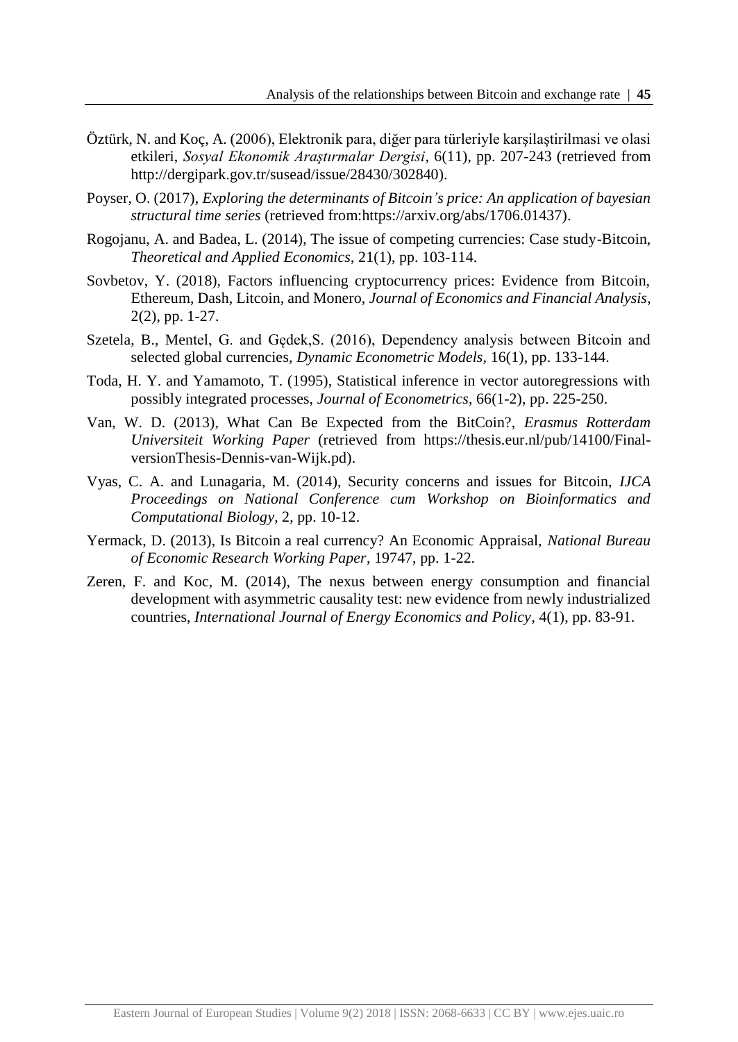Öztürk, N. and Koç, A. (2006), Elektronik para, diğer para türleriyle karşilaştirilmasi ve olasi etkileri, *Sosyal Ekonomik Araştırmalar Dergisi*, 6(11), pp. 207-243 (retrieved from http://dergipark.gov.tr/susead/issue/28430/302840).

Poyser, O. (2017), *Exploring the determinants of Bitcoin's price: An application of bayesian structural time series* (retrieved from:https://arxiv.org/abs/1706.01437).

Rogojanu, A. and Badea, L. (2014), The issue of competing currencies: Case study-Bitcoin, *Theoretical and Applied Economics*, 21(1), pp. 103-114.

Sovbetov, Y. (2018), Factors influencing cryptocurrency prices: Evidence from Bitcoin, Ethereum, Dash, Litcoin, and Monero, *Journal of Economics and Financial Analysis*, 2(2), pp. 1-27.

Szetela, B., Mentel, G. and Gędek,S. (2016), Dependency analysis between Bitcoin and selected global currencies, *Dynamic Econometric Models*, 16(1), pp. 133-144.

Toda, H. Y. and Yamamoto, T. (1995), Statistical inference in vector autoregressions with possibly integrated processes, *Journal of Econometrics*, 66(1-2), pp. 225-250.

Van, W. D. (2013), What Can Be Expected from the BitCoin?, *Erasmus Rotterdam Universiteit Working Paper* (retrieved from https://thesis.eur.nl/pub/14100/Final-versionThesis-Dennis-van-Wijk.pd).

Vyas, C. A. and Lunagaria, M. (2014), Security concerns and issues for Bitcoin, *IJCA Proceedings on National Conference cum Workshop on Bioinformatics and Computational Biology*, 2, pp. 10-12.

Yermack, D. (2013), Is Bitcoin a real currency? An Economic Appraisal, *National Bureau of Economic Research Working Paper*, 19747, pp. 1-22.

Zeren, F. and Koc, M. (2014), The nexus between energy consumption and financial development with asymmetric causality test: new evidence from newly industrialized countries, *International Journal of Energy Economics and Policy*, 4(1), pp. 83-91.